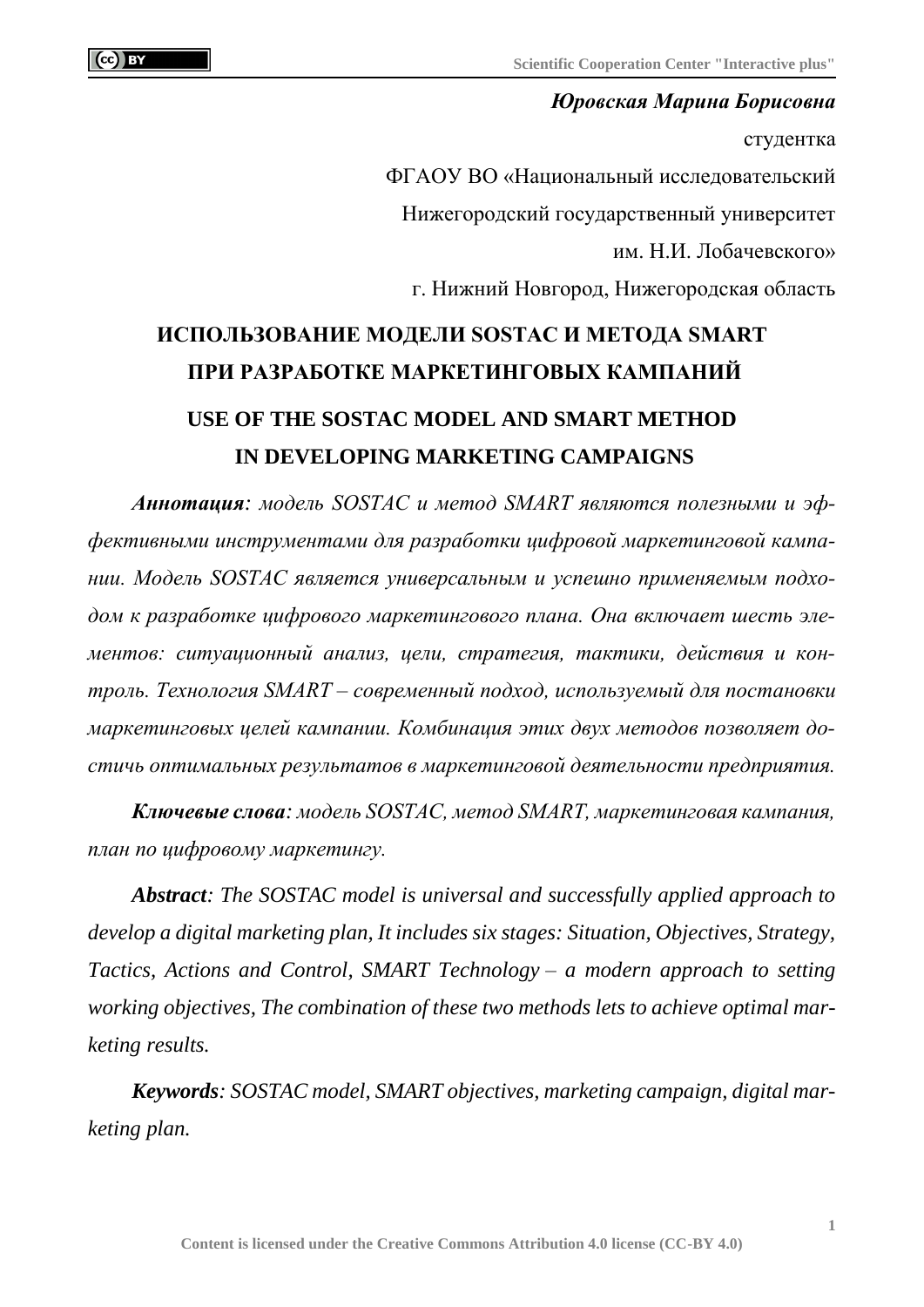***Юровская Марина Борисовна***

студентка

ФГАОУ ВО «Национальный исследовательский Нижегородский государственный университет им. Н.И. Лобачевского»

г. Нижний Новгород, Нижегородская область

# ИСПОЛЬЗОВАНИЕ МОДЕЛИ SOSTAC И МЕТОДА SMART ПРИ РАЗРАБОТКЕ МАРКЕТИНГОВЫХ КАМПАНИЙ

# USE OF THE SOSTAC MODEL AND SMART METHOD IN DEVELOPING MARKETING CAMPAIGNS

***Аннотация****: модель SOSTAC и метод SMART являются полезными и эффективными инструментами для разработки цифровой маркетинговой кампании. Модель SOSTAC является универсальным и успешно применяемым подходом к разработке цифрового маркетингового плана. Она включает шесть элементов: ситуационный анализ, цели, стратегия, тактики, действия и контроль. Технология SMART – современный подход, используемый для постановки маркетинговых целей кампании. Комбинация этих двух методов позволяет достичь оптимальных результатов в маркетинговой деятельности предприятия.*

***Ключевые слова****: модель SOSTAC, метод SMART, маркетинговая кампания, план по цифровому маркетингу.*

***Abstract****: The SOSTAC model is universal and successfully applied approach to develop a digital marketing plan, It includes six stages: Situation, Objectives, Strategy, Tactics, Actions and Control, SMART Technology – a modern approach to setting working objectives, The combination of these two methods lets to achieve optimal marketing results.*

***Keywords****: SOSTAC model, SMART objectives, marketing campaign, digital marketing plan.*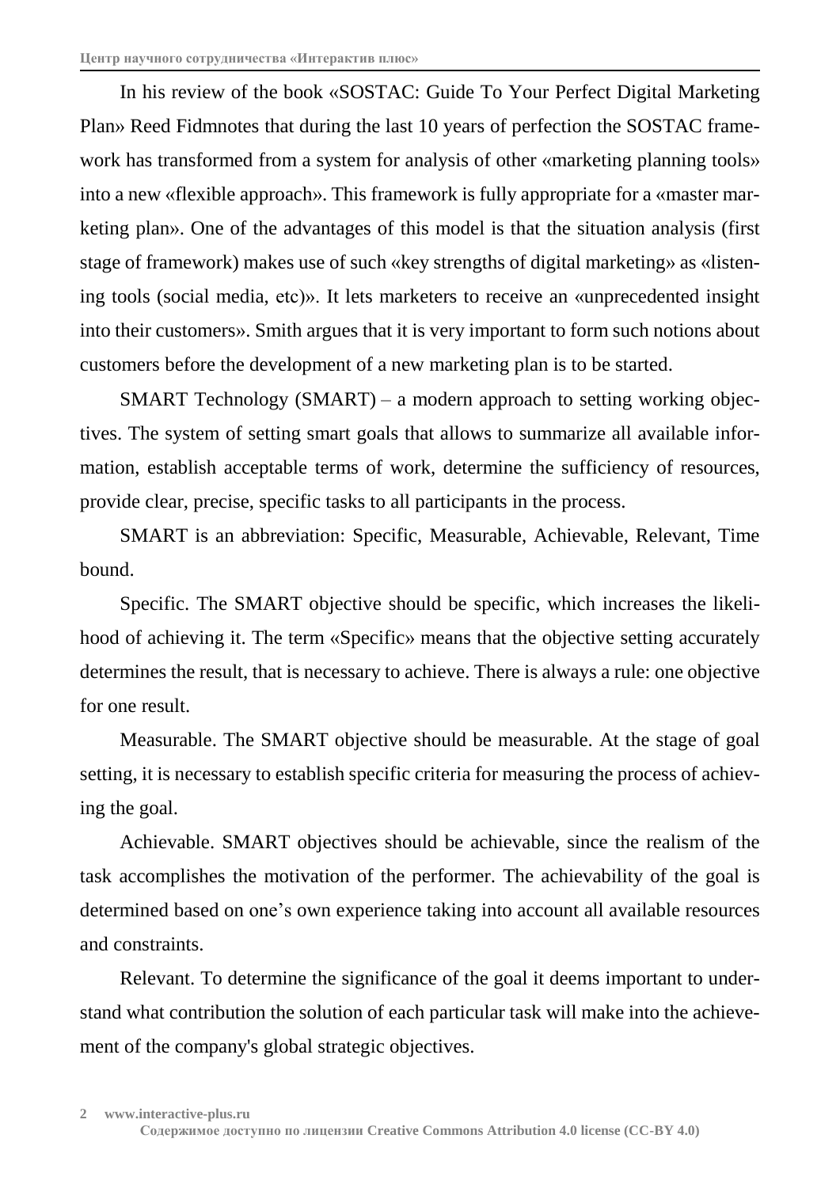In his review of the book «SOSTAC: Guide To Your Perfect Digital Marketing Plan» Reed Fidmnotes that during the last 10 years of perfection the SOSTAC framework has transformed from a system for analysis of other «marketing planning tools» into a new «flexible approach». This framework is fully appropriate for a «master marketing plan». One of the advantages of this model is that the situation analysis (first stage of framework) makes use of such «key strengths of digital marketing» as «listening tools (social media, etc)». It lets marketers to receive an «unprecedented insight into their customers». Smith argues that it is very important to form such notions about customers before the development of a new marketing plan is to be started.

SMART Technology (SMART) – a modern approach to setting working objectives. The system of setting smart goals that allows to summarize all available information, establish acceptable terms of work, determine the sufficiency of resources, provide clear, precise, specific tasks to all participants in the process.

SMART is an abbreviation: Specific, Measurable, Achievable, Relevant, Time bound.

Specific. The SMART objective should be specific, which increases the likelihood of achieving it. The term «Specific» means that the objective setting accurately determines the result, that is necessary to achieve. There is always a rule: one objective for one result.

Measurable. The SMART objective should be measurable. At the stage of goal setting, it is necessary to establish specific criteria for measuring the process of achieving the goal.

Achievable. SMART objectives should be achievable, since the realism of the task accomplishes the motivation of the performer. The achievability of the goal is determined based on one's own experience taking into account all available resources and constraints.

Relevant. To determine the significance of the goal it deems important to understand what contribution the solution of each particular task will make into the achievement of the company's global strategic objectives.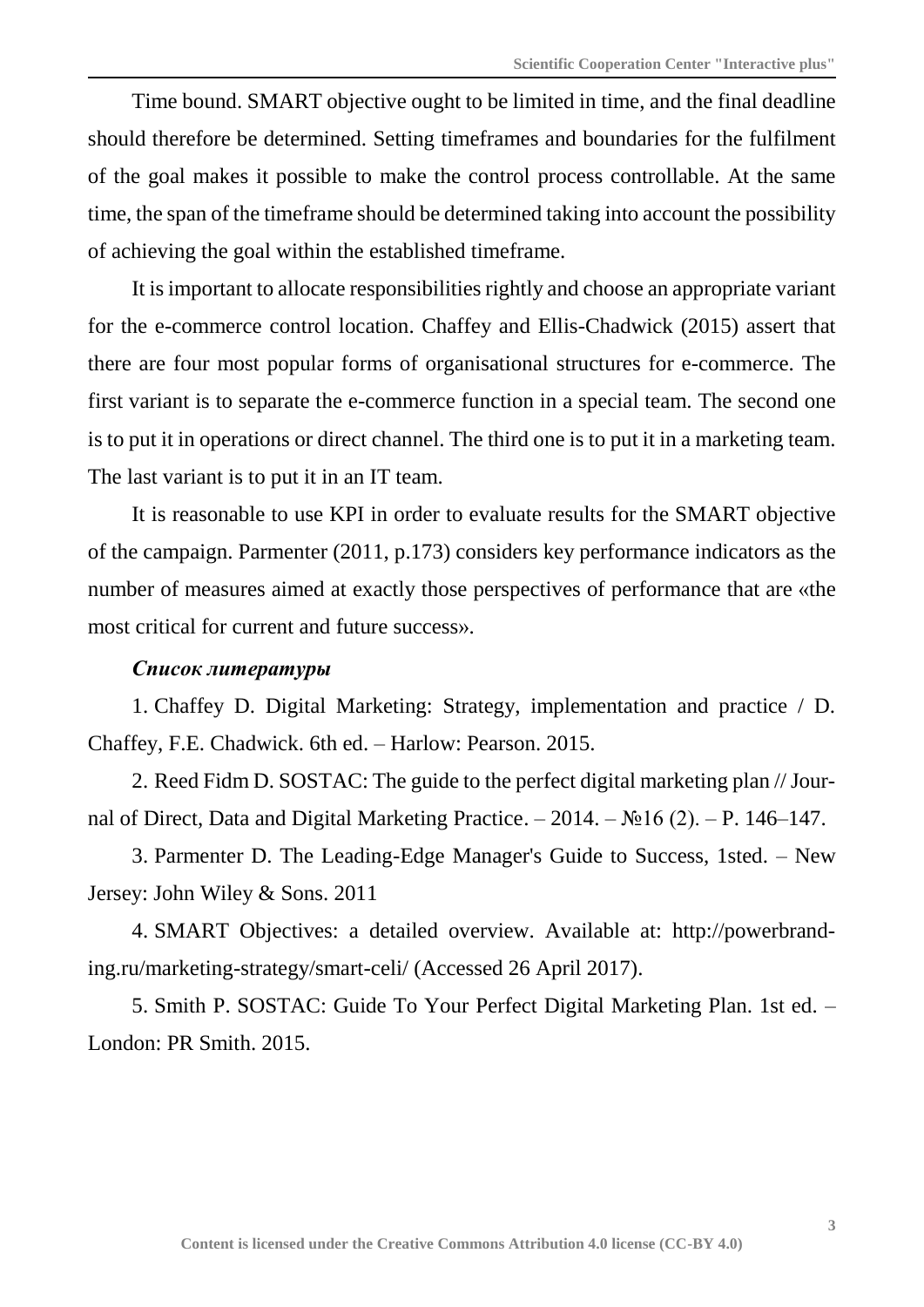Time bound. SMART objective ought to be limited in time, and the final deadline should therefore be determined. Setting timeframes and boundaries for the fulfilment of the goal makes it possible to make the control process controllable. At the same time, the span of the timeframe should be determined taking into account the possibility of achieving the goal within the established timeframe.

It is important to allocate responsibilities rightly and choose an appropriate variant for the e-commerce control location. Chaffey and Ellis-Chadwick (2015) assert that there are four most popular forms of organisational structures for e-commerce. The first variant is to separate the e-commerce function in a special team. The second one is to put it in operations or direct channel. The third one is to put it in a marketing team. The last variant is to put it in an IT team.

It is reasonable to use KPI in order to evaluate results for the SMART objective of the campaign. Parmenter (2011, p.173) considers key performance indicators as the number of measures aimed at exactly those perspectives of performance that are «the most critical for current and future success».

***Список литературы***

1. Chaffey D. Digital Marketing: Strategy, implementation and practice / D. Chaffey, F.E. Chadwick. 6th ed. – Harlow: Pearson. 2015.

2. Reed Fidm D. SOSTAC: The guide to the perfect digital marketing plan // Journal of Direct, Data and Digital Marketing Practice. – 2014. – №16 (2). – P. 146–147.

3. Parmenter D. The Leading-Edge Manager's Guide to Success, 1sted. – New Jersey: John Wiley & Sons. 2011

4. SMART Objectives: a detailed overview. Available at: http://powerbranding.ru/marketing-strategy/smart-celi/ (Accessed 26 April 2017).

5. Smith P. SOSTAC: Guide To Your Perfect Digital Marketing Plan. 1st ed. – London: PR Smith. 2015.